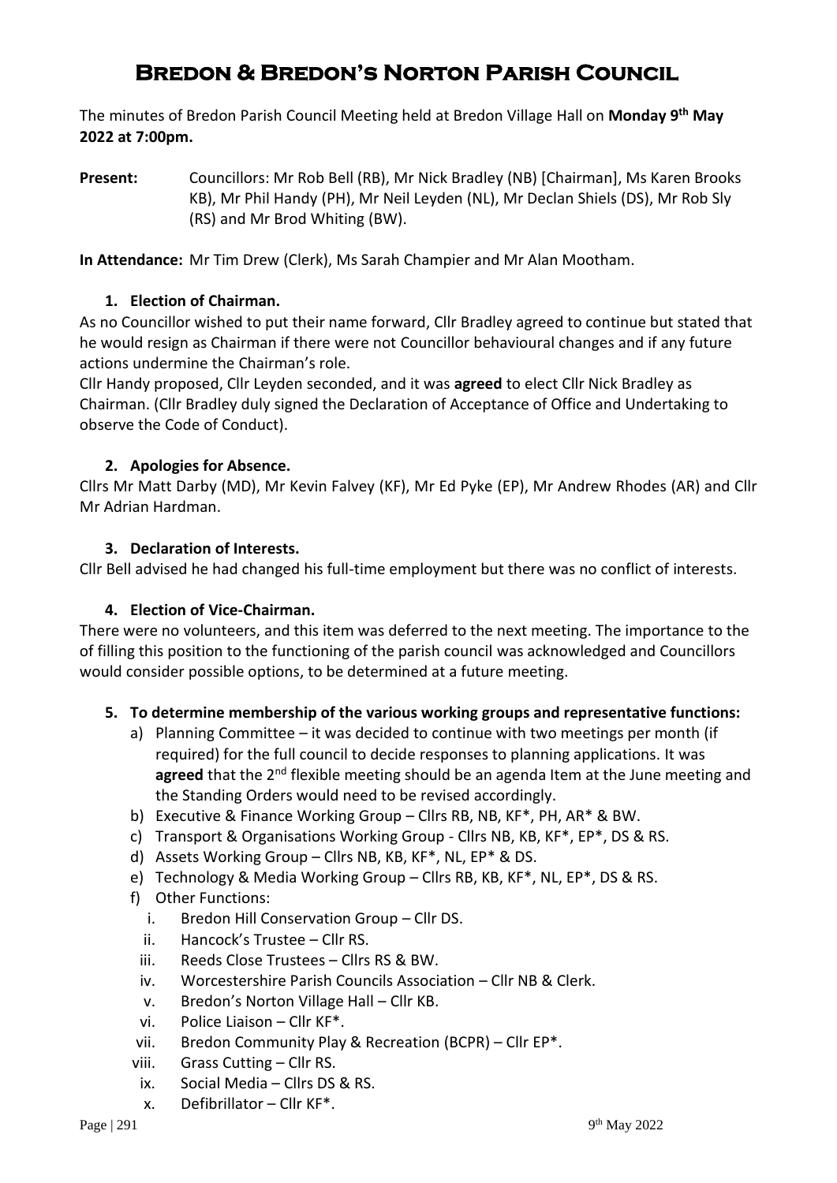# Bredon & Bredon's Norton Parish Council

The minutes of Bredon Parish Council Meeting held at Bredon Village Hall on **Monday 9th May 2022 at 7:00pm.**

**Present:** Councillors: Mr Rob Bell (RB), Mr Nick Bradley (NB) [Chairman], Ms Karen Brooks KB), Mr Phil Handy (PH), Mr Neil Leyden (NL), Mr Declan Shiels (DS), Mr Rob Sly (RS) and Mr Brod Whiting (BW).

**In Attendance:** Mr Tim Drew (Clerk), Ms Sarah Champier and Mr Alan Mootham.

1. **Election of Chairman.**

As no Councillor wished to put their name forward, Cllr Bradley agreed to continue but stated that he would resign as Chairman if there were not Councillor behavioural changes and if any future actions undermine the Chairman's role.

Cllr Handy proposed, Cllr Leyden seconded, and it was **agreed** to elect Cllr Nick Bradley as Chairman. (Cllr Bradley duly signed the Declaration of Acceptance of Office and Undertaking to observe the Code of Conduct).

2. **Apologies for Absence.**

Cllrs Mr Matt Darby (MD), Mr Kevin Falvey (KF), Mr Ed Pyke (EP), Mr Andrew Rhodes (AR) and Cllr Mr Adrian Hardman.

3. **Declaration of Interests.**

Cllr Bell advised he had changed his full-time employment but there was no conflict of interests.

4. **Election of Vice-Chairman.**

There were no volunteers, and this item was deferred to the next meeting. The importance to the of filling this position to the functioning of the parish council was acknowledged and Councillors would consider possible options, to be determined at a future meeting.

5. **To determine membership of the various working groups and representative functions:**
   a) Planning Committee – it was decided to continue with two meetings per month (if required) for the full council to decide responses to planning applications. It was **agreed** that the 2nd flexible meeting should be an agenda Item at the June meeting and the Standing Orders would need to be revised accordingly.
   b) Executive & Finance Working Group – Cllrs RB, NB, KF*, PH, AR* & BW.
   c) Transport & Organisations Working Group - Cllrs NB, KB, KF*, EP*, DS & RS.
   d) Assets Working Group – Cllrs NB, KB, KF*, NL, EP* & DS.
   e) Technology & Media Working Group – Cllrs RB, KB, KF*, NL, EP*, DS & RS.
   f) Other Functions:
      i. Bredon Hill Conservation Group – Cllr DS.
      ii. Hancock's Trustee – Cllr RS.
      iii. Reeds Close Trustees – Cllrs RS & BW.
      iv. Worcestershire Parish Councils Association – Cllr NB & Clerk.
      v. Bredon's Norton Village Hall – Cllr KB.
      vi. Police Liaison – Cllr KF*.
      vii. Bredon Community Play & Recreation (BCPR) – Cllr EP*.
      viii. Grass Cutting – Cllr RS.
      ix. Social Media – Cllrs DS & RS.
      x. Defibrillator – Cllr KF*.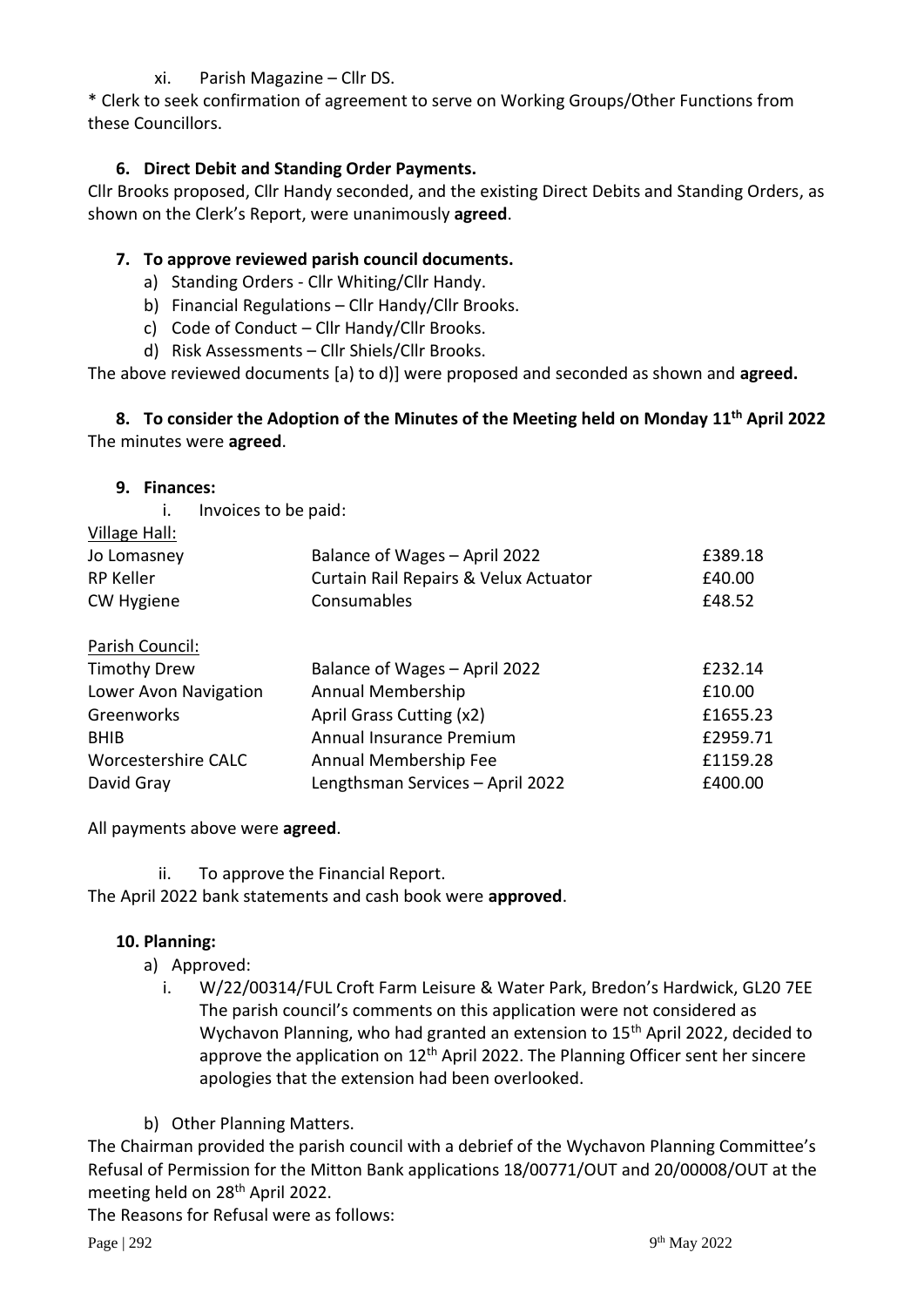xi. Parish Magazine – Cllr DS.

* Clerk to seek confirmation of agreement to serve on Working Groups/Other Functions from these Councillors.

**6. Direct Debit and Standing Order Payments.**

Cllr Brooks proposed, Cllr Handy seconded, and the existing Direct Debits and Standing Orders, as shown on the Clerk's Report, were unanimously **agreed**.

**7. To approve reviewed parish council documents.**

a) Standing Orders - Cllr Whiting/Cllr Handy.
b) Financial Regulations – Cllr Handy/Cllr Brooks.
c) Code of Conduct – Cllr Handy/Cllr Brooks.
d) Risk Assessments – Cllr Shiels/Cllr Brooks.

The above reviewed documents [a) to d)] were proposed and seconded as shown and **agreed.**

**8. To consider the Adoption of the Minutes of the Meeting held on Monday 11th April 2022**

The minutes were **agreed**.

**9. Finances:**

i. Invoices to be paid:

| Village Hall: | | |
|---|---|---|
| Jo Lomasney | Balance of Wages – April 2022 | £389.18 |
| RP Keller | Curtain Rail Repairs & Velux Actuator | £40.00 |
| CW Hygiene | Consumables | £48.52 |
| Parish Council: | | |
| Timothy Drew | Balance of Wages – April 2022 | £232.14 |
| Lower Avon Navigation | Annual Membership | £10.00 |
| Greenworks | April Grass Cutting (x2) | £1655.23 |
| BHIB | Annual Insurance Premium | £2959.71 |
| Worcestershire CALC | Annual Membership Fee | £1159.28 |
| David Gray | Lengthsman Services – April 2022 | £400.00 |

All payments above were **agreed**.

ii. To approve the Financial Report.

The April 2022 bank statements and cash book were **approved**.

**10. Planning:**

a) Approved:

i. W/22/00314/FUL Croft Farm Leisure & Water Park, Bredon's Hardwick, GL20 7EE
The parish council's comments on this application were not considered as Wychavon Planning, who had granted an extension to 15th April 2022, decided to approve the application on 12th April 2022. The Planning Officer sent her sincere apologies that the extension had been overlooked.

b) Other Planning Matters.

The Chairman provided the parish council with a debrief of the Wychavon Planning Committee's Refusal of Permission for the Mitton Bank applications 18/00771/OUT and 20/00008/OUT at the meeting held on 28th April 2022.

The Reasons for Refusal were as follows: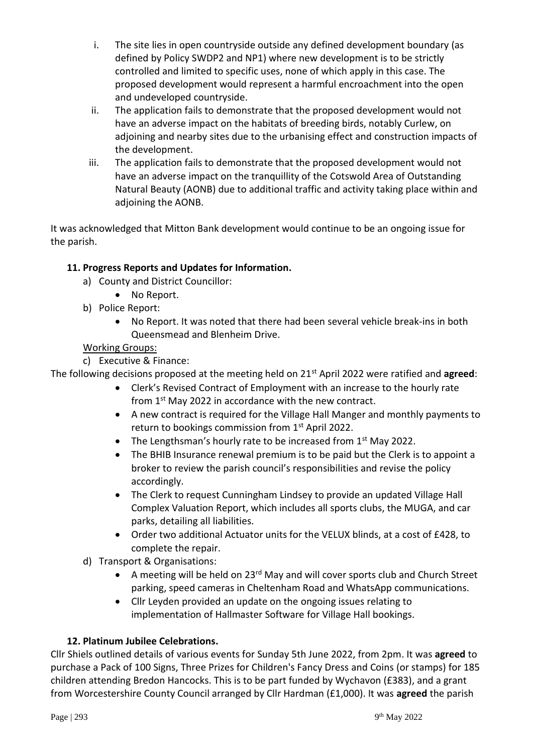i. The site lies in open countryside outside any defined development boundary (as defined by Policy SWDP2 and NP1) where new development is to be strictly controlled and limited to specific uses, none of which apply in this case. The proposed development would represent a harmful encroachment into the open and undeveloped countryside.

ii. The application fails to demonstrate that the proposed development would not have an adverse impact on the habitats of breeding birds, notably Curlew, on adjoining and nearby sites due to the urbanising effect and construction impacts of the development.

iii. The application fails to demonstrate that the proposed development would not have an adverse impact on the tranquillity of the Cotswold Area of Outstanding Natural Beauty (AONB) due to additional traffic and activity taking place within and adjoining the AONB.

It was acknowledged that Mitton Bank development would continue to be an ongoing issue for the parish.

### 11. Progress Reports and Updates for Information.

a) County and District Councillor:
   - No Report.

b) Police Report:
   - No Report. It was noted that there had been several vehicle break-ins in both Queensmead and Blenheim Drive.

Working Groups:

c) Executive & Finance:

The following decisions proposed at the meeting held on 21st April 2022 were ratified and **agreed**:

- Clerk's Revised Contract of Employment with an increase to the hourly rate from 1st May 2022 in accordance with the new contract.
- A new contract is required for the Village Hall Manger and monthly payments to return to bookings commission from 1st April 2022.
- The Lengthsman's hourly rate to be increased from 1st May 2022.
- The BHIB Insurance renewal premium is to be paid but the Clerk is to appoint a broker to review the parish council's responsibilities and revise the policy accordingly.
- The Clerk to request Cunningham Lindsey to provide an updated Village Hall Complex Valuation Report, which includes all sports clubs, the MUGA, and car parks, detailing all liabilities.
- Order two additional Actuator units for the VELUX blinds, at a cost of £428, to complete the repair.

d) Transport & Organisations:
   - A meeting will be held on 23rd May and will cover sports club and Church Street parking, speed cameras in Cheltenham Road and WhatsApp communications.
   - Cllr Leyden provided an update on the ongoing issues relating to implementation of Hallmaster Software for Village Hall bookings.

### 12. Platinum Jubilee Celebrations.

Cllr Shiels outlined details of various events for Sunday 5th June 2022, from 2pm. It was **agreed** to purchase a Pack of 100 Signs, Three Prizes for Children's Fancy Dress and Coins (or stamps) for 185 children attending Bredon Hancocks. This is to be part funded by Wychavon (£383), and a grant from Worcestershire County Council arranged by Cllr Hardman (£1,000). It was **agreed** the parish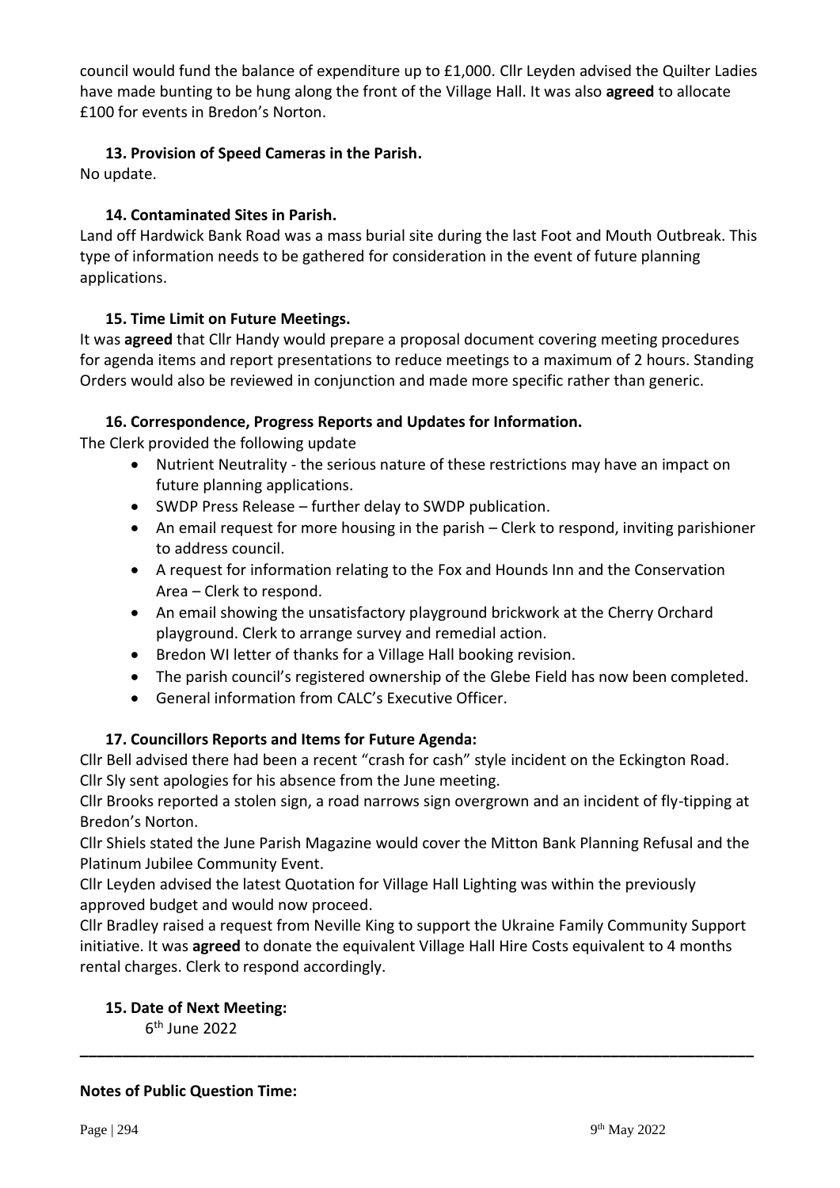council would fund the balance of expenditure up to £1,000. Cllr Leyden advised the Quilter Ladies have made bunting to be hung along the front of the Village Hall. It was also **agreed** to allocate £100 for events in Bredon's Norton.

### 13. Provision of Speed Cameras in the Parish.

No update.

### 14. Contaminated Sites in Parish.

Land off Hardwick Bank Road was a mass burial site during the last Foot and Mouth Outbreak. This type of information needs to be gathered for consideration in the event of future planning applications.

### 15. Time Limit on Future Meetings.

It was **agreed** that Cllr Handy would prepare a proposal document covering meeting procedures for agenda items and report presentations to reduce meetings to a maximum of 2 hours. Standing Orders would also be reviewed in conjunction and made more specific rather than generic.

### 16. Correspondence, Progress Reports and Updates for Information.

The Clerk provided the following update

- Nutrient Neutrality - the serious nature of these restrictions may have an impact on future planning applications.
- SWDP Press Release – further delay to SWDP publication.
- An email request for more housing in the parish – Clerk to respond, inviting parishioner to address council.
- A request for information relating to the Fox and Hounds Inn and the Conservation Area – Clerk to respond.
- An email showing the unsatisfactory playground brickwork at the Cherry Orchard playground. Clerk to arrange survey and remedial action.
- Bredon WI letter of thanks for a Village Hall booking revision.
- The parish council's registered ownership of the Glebe Field has now been completed.
- General information from CALC's Executive Officer.

### 17. Councillors Reports and Items for Future Agenda:

Cllr Bell advised there had been a recent "crash for cash" style incident on the Eckington Road. Cllr Sly sent apologies for his absence from the June meeting.

Cllr Brooks reported a stolen sign, a road narrows sign overgrown and an incident of fly-tipping at Bredon's Norton.

Cllr Shiels stated the June Parish Magazine would cover the Mitton Bank Planning Refusal and the Platinum Jubilee Community Event.

Cllr Leyden advised the latest Quotation for Village Hall Lighting was within the previously approved budget and would now proceed.

Cllr Bradley raised a request from Neville King to support the Ukraine Family Community Support initiative. It was **agreed** to donate the equivalent Village Hall Hire Costs equivalent to 4 months rental charges. Clerk to respond accordingly.

### 15. Date of Next Meeting:

6th June 2022

---

**Notes of Public Question Time:**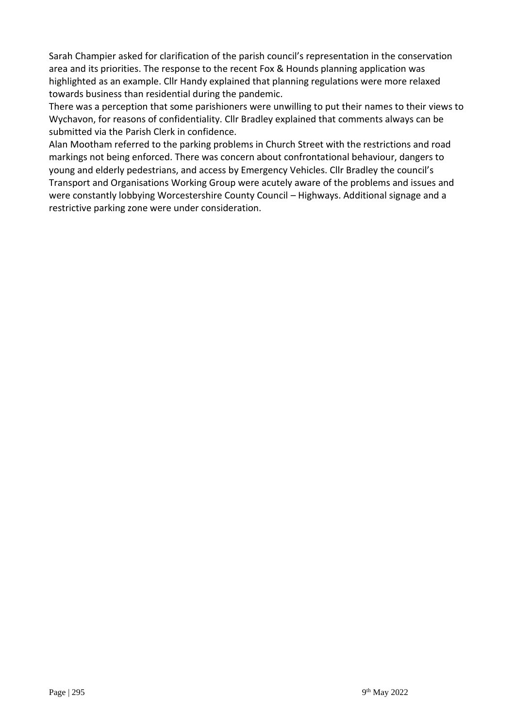Sarah Champier asked for clarification of the parish council's representation in the conservation area and its priorities. The response to the recent Fox & Hounds planning application was highlighted as an example. Cllr Handy explained that planning regulations were more relaxed towards business than residential during the pandemic.

There was a perception that some parishioners were unwilling to put their names to their views to Wychavon, for reasons of confidentiality. Cllr Bradley explained that comments always can be submitted via the Parish Clerk in confidence.

Alan Mootham referred to the parking problems in Church Street with the restrictions and road markings not being enforced. There was concern about confrontational behaviour, dangers to young and elderly pedestrians, and access by Emergency Vehicles. Cllr Bradley the council's Transport and Organisations Working Group were acutely aware of the problems and issues and were constantly lobbying Worcestershire County Council – Highways. Additional signage and a restrictive parking zone were under consideration.